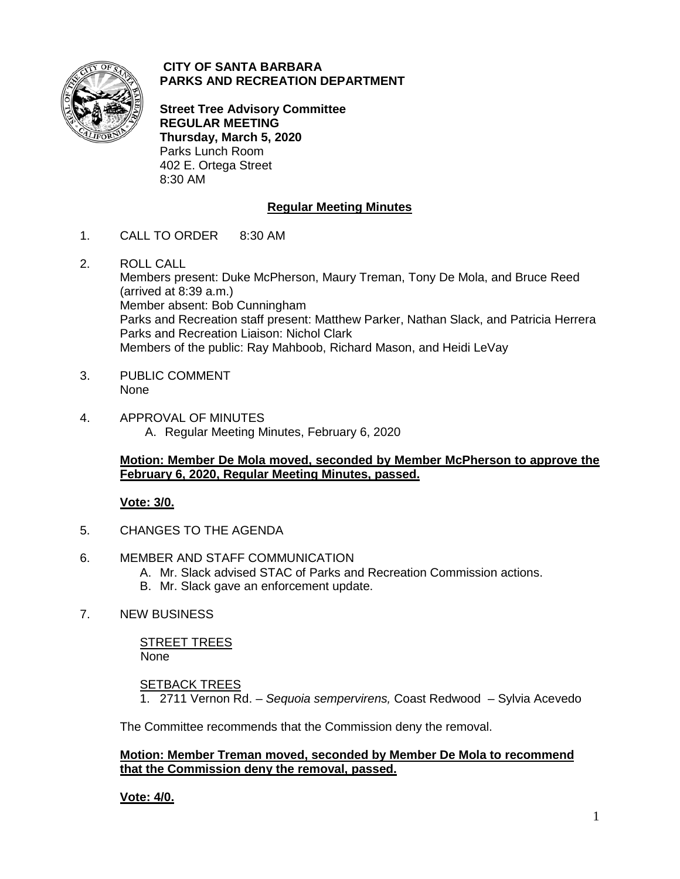**CITY OF SANTA BARBARA**
**PARKS AND RECREATION DEPARTMENT**

**Street Tree Advisory Committee**
**REGULAR MEETING**
**Thursday, March 5, 2020**
Parks Lunch Room
402 E. Ortega Street
8:30 AM

## Regular Meeting Minutes

1. CALL TO ORDER 8:30 AM

2. ROLL CALL
   Members present: Duke McPherson, Maury Treman, Tony De Mola, and Bruce Reed (arrived at 8:39 a.m.)
   Member absent: Bob Cunningham
   Parks and Recreation staff present: Matthew Parker, Nathan Slack, and Patricia Herrera
   Parks and Recreation Liaison: Nichol Clark
   Members of the public: Ray Mahboob, Richard Mason, and Heidi LeVay

3. PUBLIC COMMENT
   None

4. APPROVAL OF MINUTES
   A. Regular Meeting Minutes, February 6, 2020

   **Motion: Member De Mola moved, seconded by Member McPherson to approve the February 6, 2020, Regular Meeting Minutes, passed.**

   **Vote: 3/0.**

5. CHANGES TO THE AGENDA

6. MEMBER AND STAFF COMMUNICATION
   A. Mr. Slack advised STAC of Parks and Recreation Commission actions.
   B. Mr. Slack gave an enforcement update.

7. NEW BUSINESS

   STREET TREES
   None

   SETBACK TREES
   1. 2711 Vernon Rd. – *Sequoia sempervirens,* Coast Redwood – Sylvia Acevedo

   The Committee recommends that the Commission deny the removal.

   **Motion: Member Treman moved, seconded by Member De Mola to recommend that the Commission deny the removal, passed.**

   **Vote: 4/0.**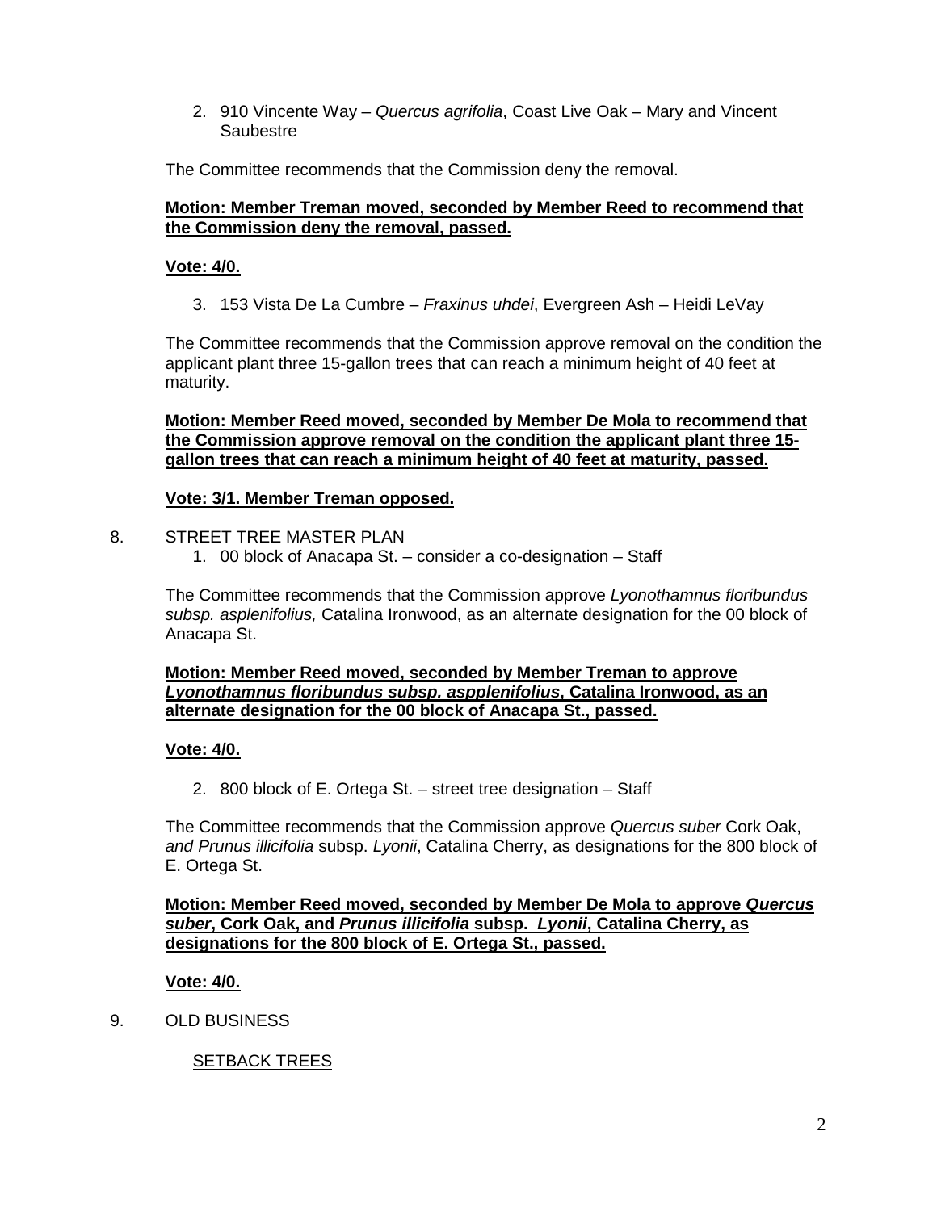2. 910 Vincente Way – *Quercus agrifolia*, Coast Live Oak – Mary and Vincent Saubestre

The Committee recommends that the Commission deny the removal.

**Motion: Member Treman moved, seconded by Member Reed to recommend that the Commission deny the removal, passed.**

**Vote: 4/0.**

3. 153 Vista De La Cumbre – *Fraxinus uhdei*, Evergreen Ash – Heidi LeVay

The Committee recommends that the Commission approve removal on the condition the applicant plant three 15-gallon trees that can reach a minimum height of 40 feet at maturity.

**Motion: Member Reed moved, seconded by Member De Mola to recommend that the Commission approve removal on the condition the applicant plant three 15-gallon trees that can reach a minimum height of 40 feet at maturity, passed.**

**Vote: 3/1. Member Treman opposed.**

8. STREET TREE MASTER PLAN
   1. 00 block of Anacapa St. – consider a co-designation – Staff

The Committee recommends that the Commission approve *Lyonothamnus floribundus subsp. asplenifolius,* Catalina Ironwood, as an alternate designation for the 00 block of Anacapa St.

**Motion: Member Reed moved, seconded by Member Treman to approve *Lyonothamnus floribundus subsp. aspplenifolius*, Catalina Ironwood, as an alternate designation for the 00 block of Anacapa St., passed.**

**Vote: 4/0.**

2. 800 block of E. Ortega St. – street tree designation – Staff

The Committee recommends that the Commission approve *Quercus suber* Cork Oak, *and Prunus illicifolia* subsp. *Lyonii*, Catalina Cherry, as designations for the 800 block of E. Ortega St.

**Motion: Member Reed moved, seconded by Member De Mola to approve *Quercus suber*, Cork Oak, and *Prunus illicifolia* subsp. *Lyonii*, Catalina Cherry, as designations for the 800 block of E. Ortega St., passed.**

**Vote: 4/0.**

9. OLD BUSINESS

SETBACK TREES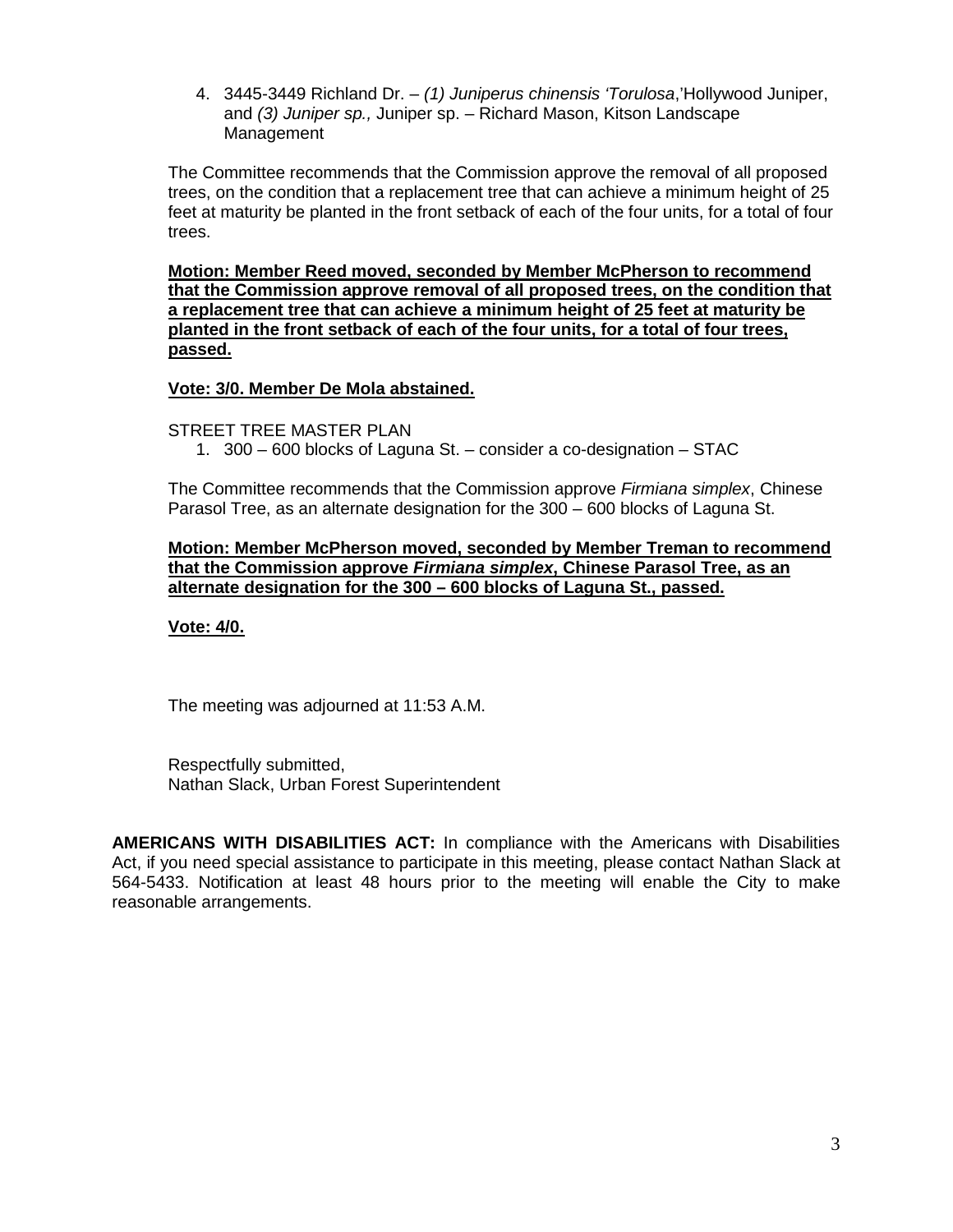4. 3445-3449 Richland Dr. – *(1) Juniperus chinensis 'Torulosa*,'Hollywood Juniper, and *(3) Juniper sp.,* Juniper sp. – Richard Mason, Kitson Landscape Management

The Committee recommends that the Commission approve the removal of all proposed trees, on the condition that a replacement tree that can achieve a minimum height of 25 feet at maturity be planted in the front setback of each of the four units, for a total of four trees.

**Motion: Member Reed moved, seconded by Member McPherson to recommend that the Commission approve removal of all proposed trees, on the condition that a replacement tree that can achieve a minimum height of 25 feet at maturity be planted in the front setback of each of the four units, for a total of four trees, passed.**

**Vote: 3/0. Member De Mola abstained.**

STREET TREE MASTER PLAN

1. 300 – 600 blocks of Laguna St. – consider a co-designation – STAC

The Committee recommends that the Commission approve *Firmiana simplex*, Chinese Parasol Tree, as an alternate designation for the 300 – 600 blocks of Laguna St.

**Motion: Member McPherson moved, seconded by Member Treman to recommend that the Commission approve *Firmiana simplex*, Chinese Parasol Tree, as an alternate designation for the 300 – 600 blocks of Laguna St., passed.**

**Vote: 4/0.**

The meeting was adjourned at 11:53 A.M.

Respectfully submitted,
Nathan Slack, Urban Forest Superintendent

**AMERICANS WITH DISABILITIES ACT:** In compliance with the Americans with Disabilities Act, if you need special assistance to participate in this meeting, please contact Nathan Slack at 564-5433. Notification at least 48 hours prior to the meeting will enable the City to make reasonable arrangements.